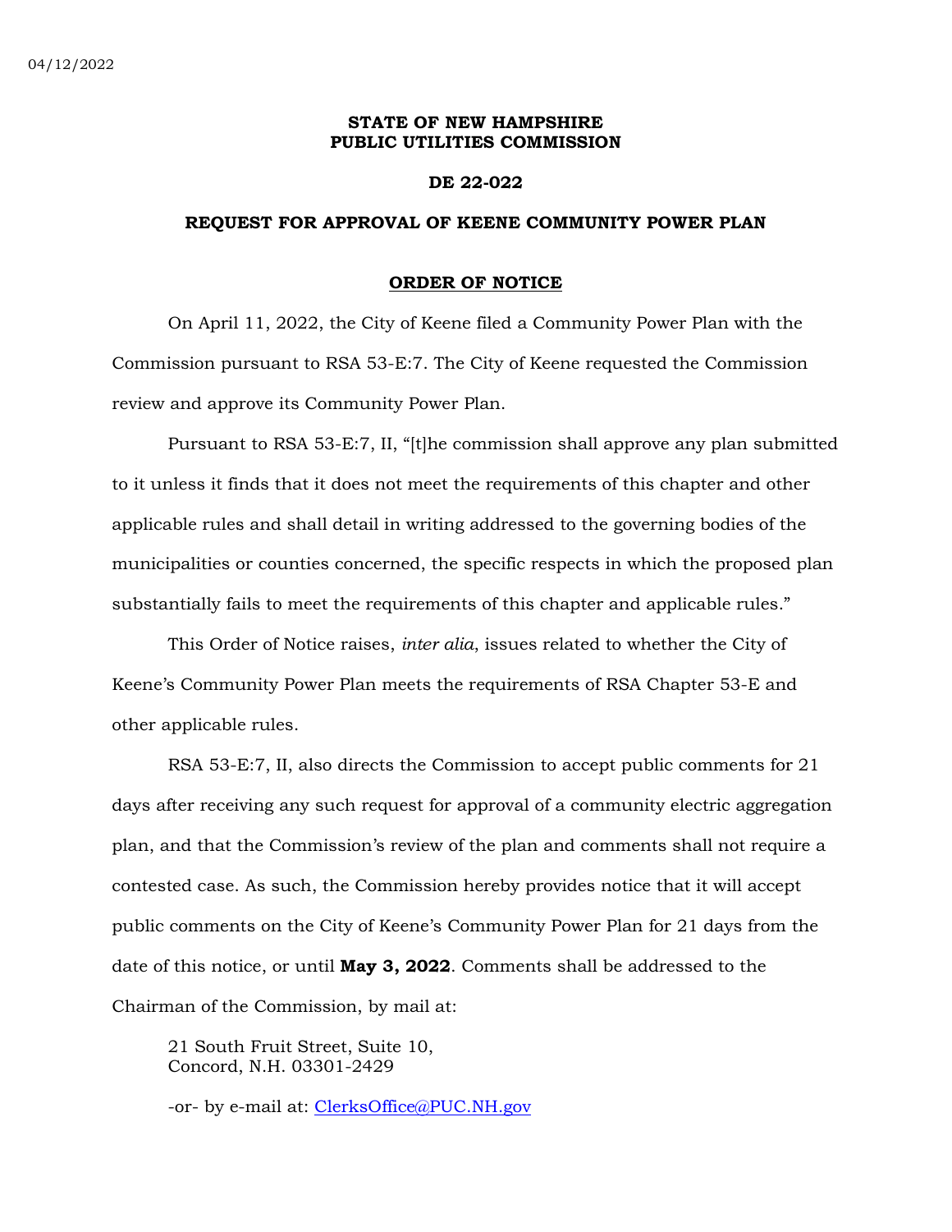04/12/2022

**STATE OF NEW HAMPSHIRE**
**PUBLIC UTILITIES COMMISSION**

**DE 22-022**

**REQUEST FOR APPROVAL OF KEENE COMMUNITY POWER PLAN**

**ORDER OF NOTICE**

On April 11, 2022, the City of Keene filed a Community Power Plan with the Commission pursuant to RSA 53-E:7. The City of Keene requested the Commission review and approve its Community Power Plan.

Pursuant to RSA 53-E:7, II, "[t]he commission shall approve any plan submitted to it unless it finds that it does not meet the requirements of this chapter and other applicable rules and shall detail in writing addressed to the governing bodies of the municipalities or counties concerned, the specific respects in which the proposed plan substantially fails to meet the requirements of this chapter and applicable rules."

This Order of Notice raises, *inter alia*, issues related to whether the City of Keene's Community Power Plan meets the requirements of RSA Chapter 53-E and other applicable rules.

RSA 53-E:7, II, also directs the Commission to accept public comments for 21 days after receiving any such request for approval of a community electric aggregation plan, and that the Commission's review of the plan and comments shall not require a contested case. As such, the Commission hereby provides notice that it will accept public comments on the City of Keene's Community Power Plan for 21 days from the date of this notice, or until **May 3, 2022**. Comments shall be addressed to the Chairman of the Commission, by mail at:

21 South Fruit Street, Suite 10,
Concord, N.H. 03301-2429

-or- by e-mail at: ClerksOffice@PUC.NH.gov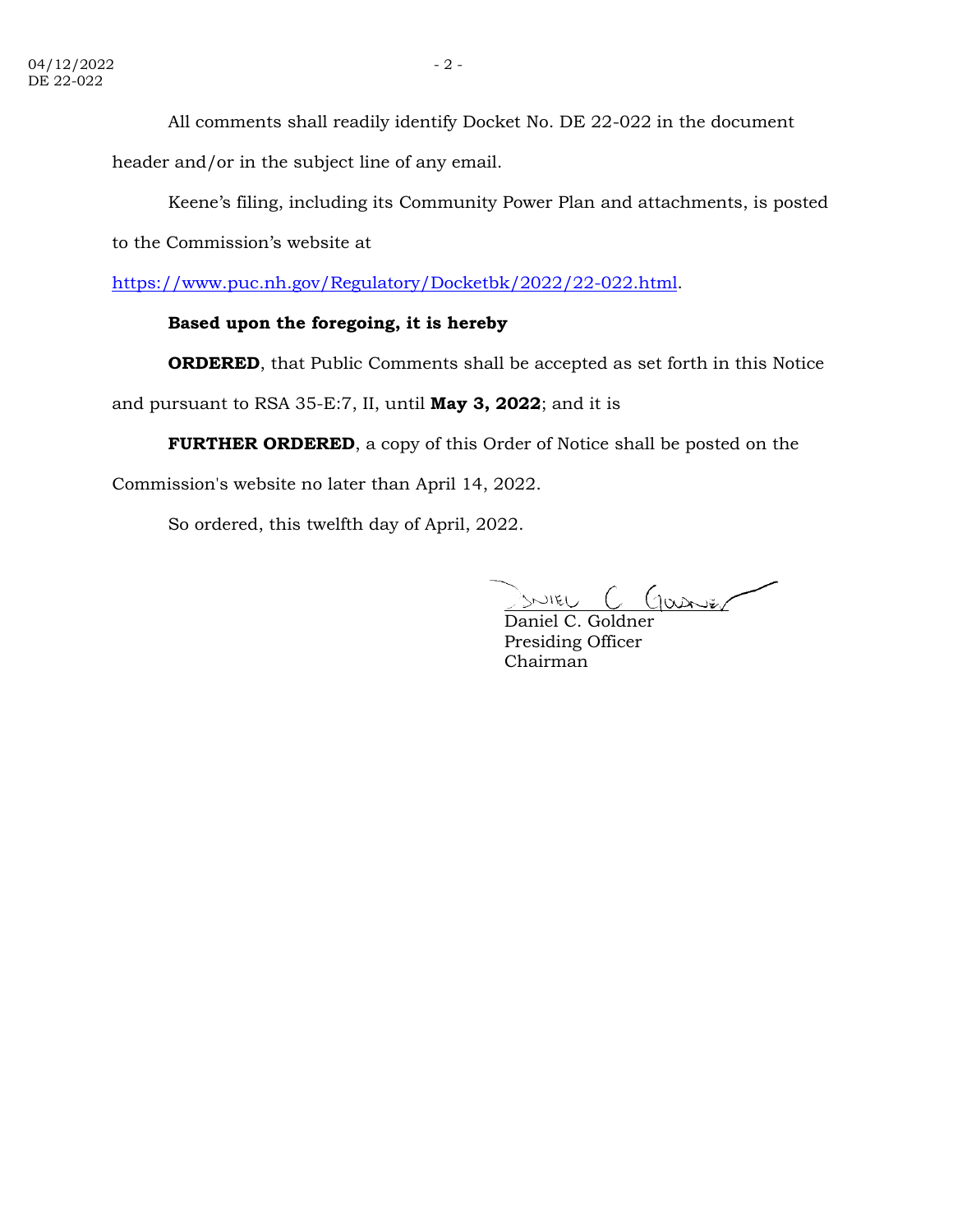All comments shall readily identify Docket No. DE 22-022 in the document header and/or in the subject line of any email.

Keene's filing, including its Community Power Plan and attachments, is posted to the Commission's website at https://www.puc.nh.gov/Regulatory/Docketbk/2022/22-022.html.

**Based upon the foregoing, it is hereby**

**ORDERED**, that Public Comments shall be accepted as set forth in this Notice and pursuant to RSA 35-E:7, II, until **May 3, 2022**; and it is

**FURTHER ORDERED**, a copy of this Order of Notice shall be posted on the Commission's website no later than April 14, 2022.

So ordered, this twelfth day of April, 2022.

Daniel C. Goldner
Presiding Officer
Chairman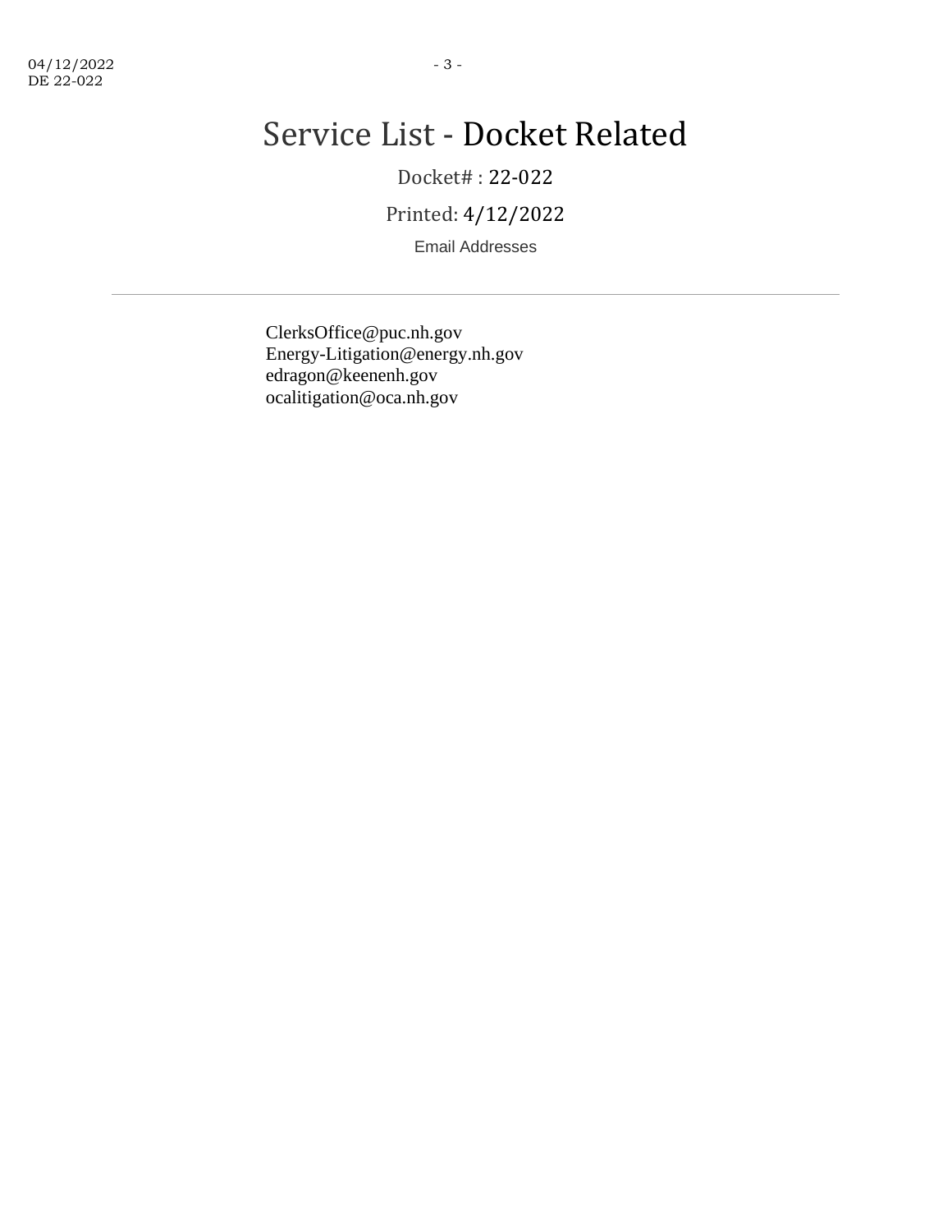# Service List - Docket Related

Docket# : 22-022

Printed: 4/12/2022

Email Addresses

---

ClerksOffice@puc.nh.gov
Energy-Litigation@energy.nh.gov
edragon@keenenh.gov
ocalitigation@oca.nh.gov